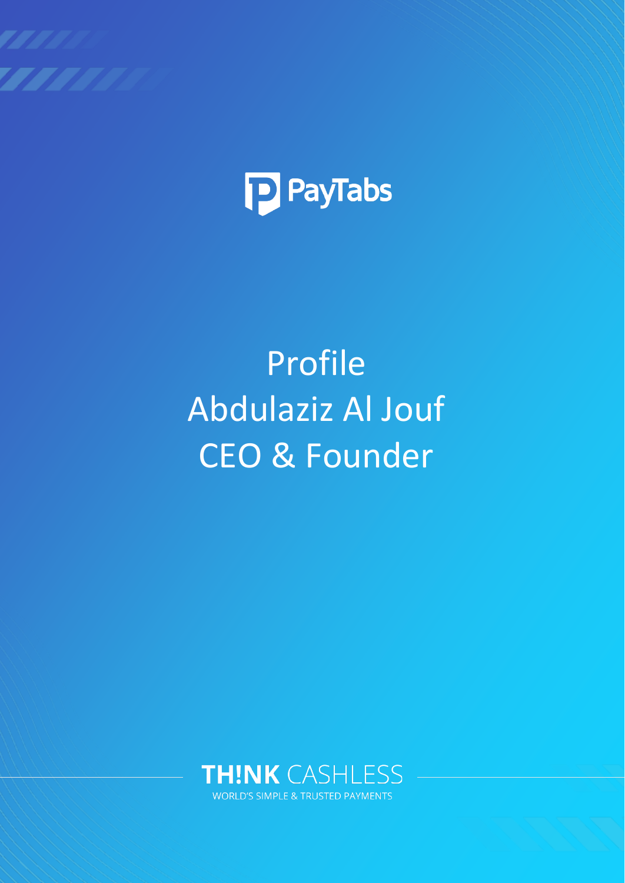PayTabs

# Profile
# Abdulaziz Al Jouf
# CEO & Founder

**TH!NK** CASHLESS

WORLD'S SIMPLE & TRUSTED PAYMENTS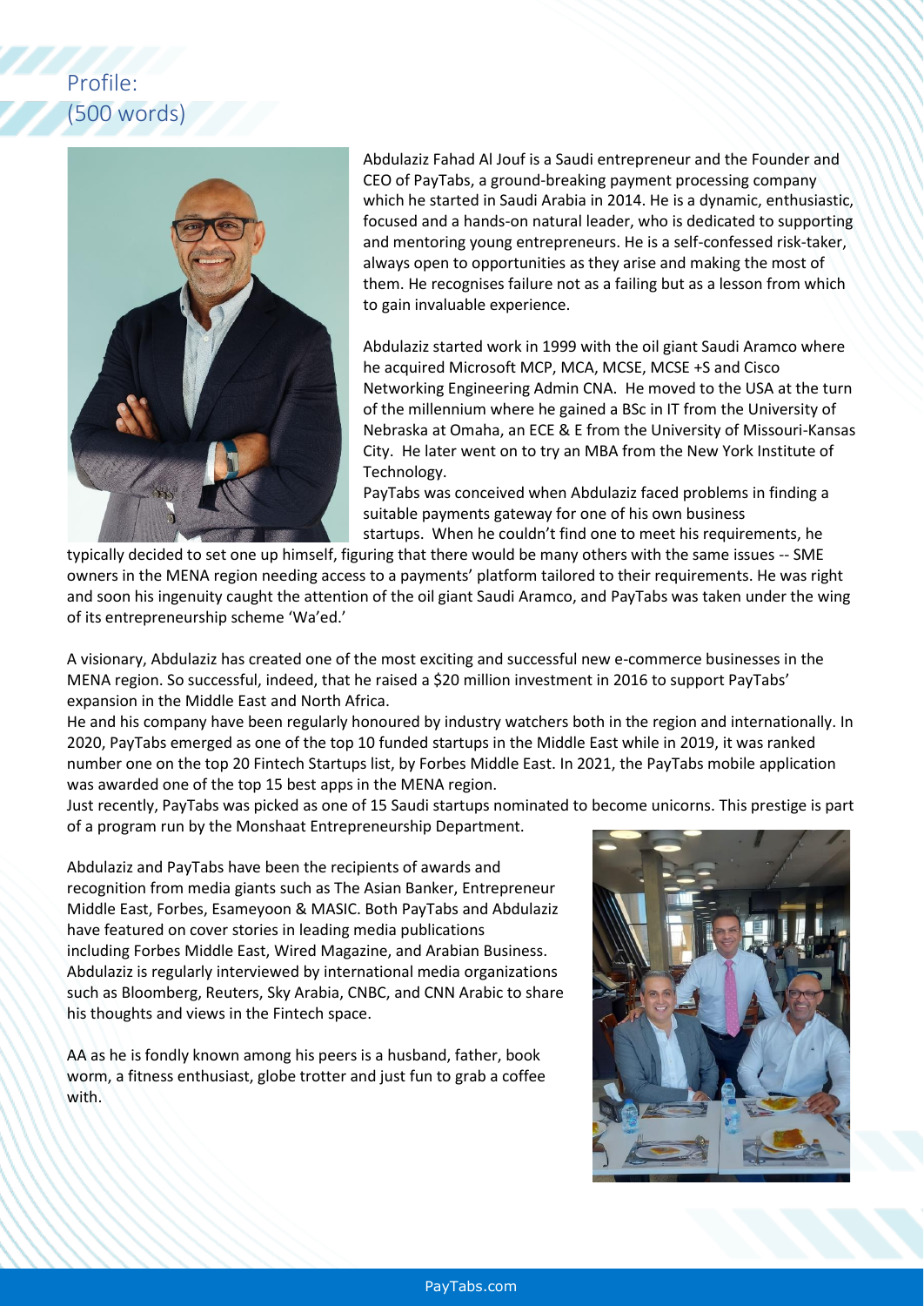# Profile:
(500 words)

Abdulaziz Fahad Al Jouf is a Saudi entrepreneur and the Founder and CEO of PayTabs, a ground-breaking payment processing company which he started in Saudi Arabia in 2014. He is a dynamic, enthusiastic, focused and a hands-on natural leader, who is dedicated to supporting and mentoring young entrepreneurs. He is a self-confessed risk-taker, always open to opportunities as they arise and making the most of them. He recognises failure not as a failing but as a lesson from which to gain invaluable experience.

Abdulaziz started work in 1999 with the oil giant Saudi Aramco where he acquired Microsoft MCP, MCA, MCSE, MCSE +S and Cisco Networking Engineering Admin CNA. He moved to the USA at the turn of the millennium where he gained a BSc in IT from the University of Nebraska at Omaha, an ECE & E from the University of Missouri-Kansas City. He later went on to try an MBA from the New York Institute of Technology.

PayTabs was conceived when Abdulaziz faced problems in finding a suitable payments gateway for one of his own business startups. When he couldn't find one to meet his requirements, he typically decided to set one up himself, figuring that there would be many others with the same issues -- SME owners in the MENA region needing access to a payments' platform tailored to their requirements. He was right and soon his ingenuity caught the attention of the oil giant Saudi Aramco, and PayTabs was taken under the wing of its entrepreneurship scheme 'Wa'ed.'

A visionary, Abdulaziz has created one of the most exciting and successful new e-commerce businesses in the MENA region. So successful, indeed, that he raised a $20 million investment in 2016 to support PayTabs' expansion in the Middle East and North Africa.

He and his company have been regularly honoured by industry watchers both in the region and internationally. In 2020, PayTabs emerged as one of the top 10 funded startups in the Middle East while in 2019, it was ranked number one on the top 20 Fintech Startups list, by Forbes Middle East. In 2021, the PayTabs mobile application was awarded one of the top 15 best apps in the MENA region.

Just recently, PayTabs was picked as one of 15 Saudi startups nominated to become unicorns. This prestige is part of a program run by the Monshaat Entrepreneurship Department.

Abdulaziz and PayTabs have been the recipients of awards and recognition from media giants such as The Asian Banker, Entrepreneur Middle East, Forbes, Esameyoon & MASIC. Both PayTabs and Abdulaziz have featured on cover stories in leading media publications including Forbes Middle East, Wired Magazine, and Arabian Business. Abdulaziz is regularly interviewed by international media organizations such as Bloomberg, Reuters, Sky Arabia, CNBC, and CNN Arabic to share his thoughts and views in the Fintech space.

AA as he is fondly known among his peers is a husband, father, book worm, a fitness enthusiast, globe trotter and just fun to grab a coffee with.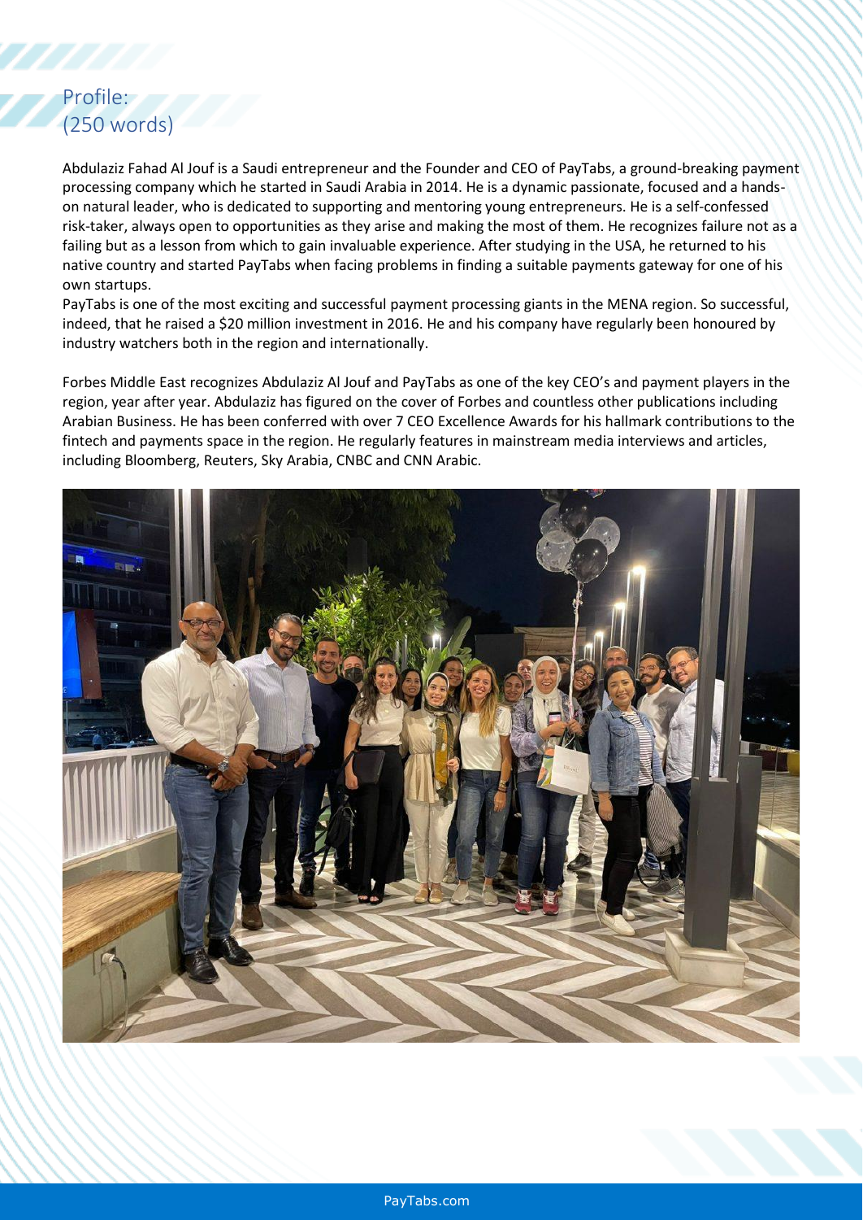## Profile:
## (250 words)

Abdulaziz Fahad Al Jouf is a Saudi entrepreneur and the Founder and CEO of PayTabs, a ground-breaking payment processing company which he started in Saudi Arabia in 2014. He is a dynamic passionate, focused and a hands-on natural leader, who is dedicated to supporting and mentoring young entrepreneurs. He is a self-confessed risk-taker, always open to opportunities as they arise and making the most of them. He recognizes failure not as a failing but as a lesson from which to gain invaluable experience. After studying in the USA, he returned to his native country and started PayTabs when facing problems in finding a suitable payments gateway for one of his own startups.

PayTabs is one of the most exciting and successful payment processing giants in the MENA region. So successful, indeed, that he raised a $20 million investment in 2016. He and his company have regularly been honoured by industry watchers both in the region and internationally.

Forbes Middle East recognizes Abdulaziz Al Jouf and PayTabs as one of the key CEO's and payment players in the region, year after year. Abdulaziz has figured on the cover of Forbes and countless other publications including Arabian Business. He has been conferred with over 7 CEO Excellence Awards for his hallmark contributions to the fintech and payments space in the region. He regularly features in mainstream media interviews and articles, including Bloomberg, Reuters, Sky Arabia, CNBC and CNN Arabic.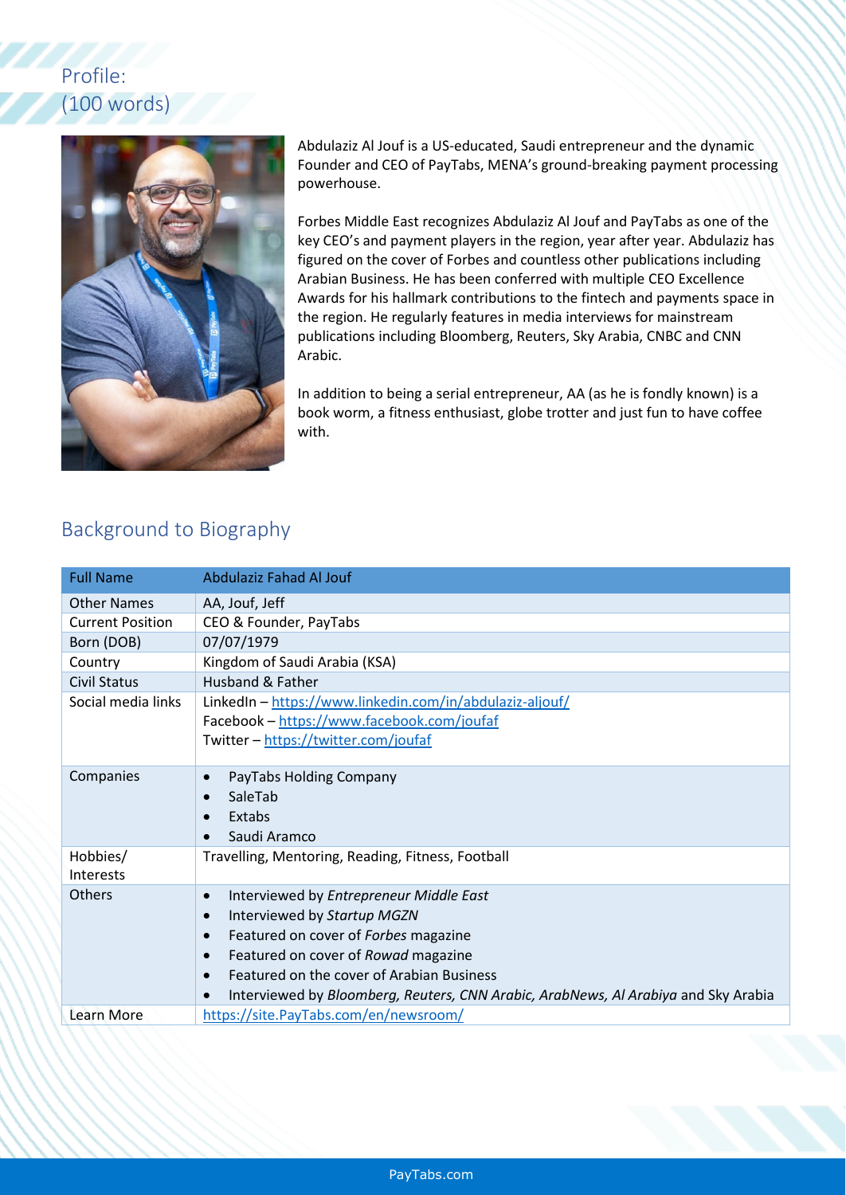## Profile:
## (100 words)

Abdulaziz Al Jouf is a US-educated, Saudi entrepreneur and the dynamic Founder and CEO of PayTabs, MENA's ground-breaking payment processing powerhouse.

Forbes Middle East recognizes Abdulaziz Al Jouf and PayTabs as one of the key CEO's and payment players in the region, year after year. Abdulaziz has figured on the cover of Forbes and countless other publications including Arabian Business. He has been conferred with multiple CEO Excellence Awards for his hallmark contributions to the fintech and payments space in the region. He regularly features in media interviews for mainstream publications including Bloomberg, Reuters, Sky Arabia, CNBC and CNN Arabic.

In addition to being a serial entrepreneur, AA (as he is fondly known) is a book worm, a fitness enthusiast, globe trotter and just fun to have coffee with.

## Background to Biography

| Full Name | Abdulaziz Fahad Al Jouf |
|---|---|
| Other Names | AA, Jouf, Jeff |
| Current Position | CEO & Founder, PayTabs |
| Born (DOB) | 07/07/1979 |
| Country | Kingdom of Saudi Arabia (KSA) |
| Civil Status | Husband & Father |
| Social media links | LinkedIn – https://www.linkedin.com/in/abdulaziz-aljouf/ <br> Facebook – https://www.facebook.com/joufaf <br> Twitter – https://twitter.com/joufaf |
| Companies | • PayTabs Holding Company <br> • SaleTab <br> • Extabs <br> • Saudi Aramco |
| Hobbies/ Interests | Travelling, Mentoring, Reading, Fitness, Football |
| Others | • Interviewed by *Entrepreneur Middle East* <br> • Interviewed by *Startup MGZN* <br> • Featured on cover of *Forbes* magazine <br> • Featured on cover of *Rowad* magazine <br> • Featured on the cover of Arabian Business <br> • Interviewed by *Bloomberg, Reuters, CNN Arabic, ArabNews, Al Arabiya* and Sky Arabia |
| Learn More | https://site.PayTabs.com/en/newsroom/ |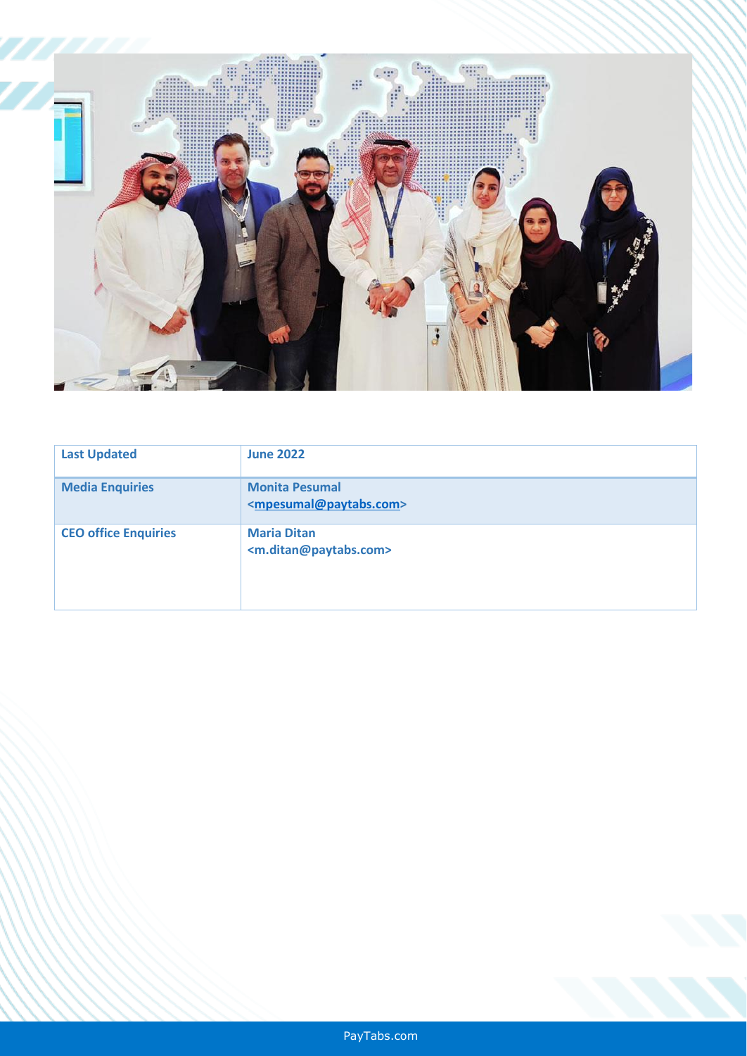| | |
|---|---|
| **Last Updated** | **June 2022** |
| **Media Enquiries** | **Monita Pesumal** **<mpesumal@paytabs.com>** |
| **CEO office Enquiries** | **Maria Ditan** **<m.ditan@paytabs.com>** |